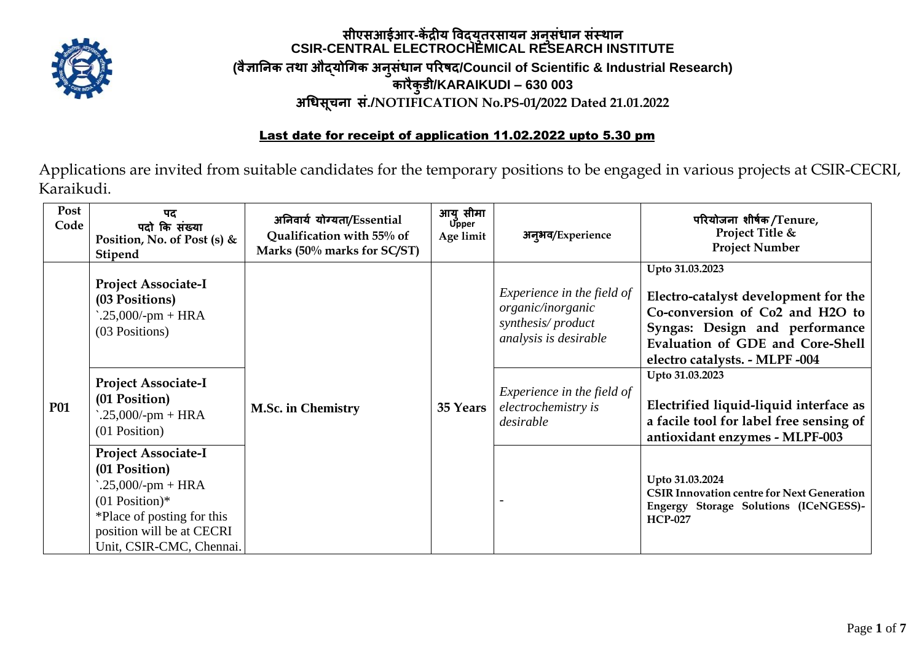# सीएसआईआर-केंद्रीय विद्युतरसायन अनुसंधान संस्थान
# CSIR-CENTRAL ELECTROCHEMICAL RESEARCH INSTITUTE
## (वैज्ञानिक तथा औद्योगिक अनुसंधान परिषद/Council of Scientific & Industrial Research)
## कारैकुडी/KARAIKUDI – 630 003
## अधिसूचना सं./NOTIFICATION No.PS-01/2022 Dated 21.01.2022

**Last date for receipt of application 11.02.2022 upto 5.30 pm**

Applications are invited from suitable candidates for the temporary positions to be engaged in various projects at CSIR-CECRI, Karaikudi.

| Post Code | पद पदो कि संख्या Position, No. of Post (s) & Stipend | अनिवार्य योग्यता/Essential Qualification with 55% of Marks (50% marks for SC/ST) | आयु सीमा Upper Age limit | अनुभव/Experience | परियोजना शीर्षक /Tenure, Project Title & Project Number |
|---|---|---|---|---|---|
| P01 | **Project Associate-I (03 Positions)** `.25,000/-pm + HRA (03 Positions) | M.Sc. in Chemistry | 35 Years | *Experience in the field of organic/inorganic synthesis/ product analysis is desirable* | Upto 31.03.2023 **Electro-catalyst development for the Co-conversion of Co2 and H2O to Syngas: Design and performance Evaluation of GDE and Core-Shell electro catalysts. - MLPF -004** |
| | **Project Associate-I (01 Position)** `.25,000/-pm + HRA (01 Position) | | | *Experience in the field of electrochemistry is desirable* | Upto 31.03.2023 **Electrified liquid-liquid interface as a facile tool for label free sensing of antioxidant enzymes - MLPF-003** |
| | **Project Associate-I (01 Position)** `.25,000/-pm + HRA (01 Position)* *Place of posting for this position will be at CECRI Unit, CSIR-CMC, Chennai. | | | - | Upto 31.03.2024 **CSIR Innovation centre for Next Generation Engergy Storage Solutions (ICeNGESS)- HCP-027** |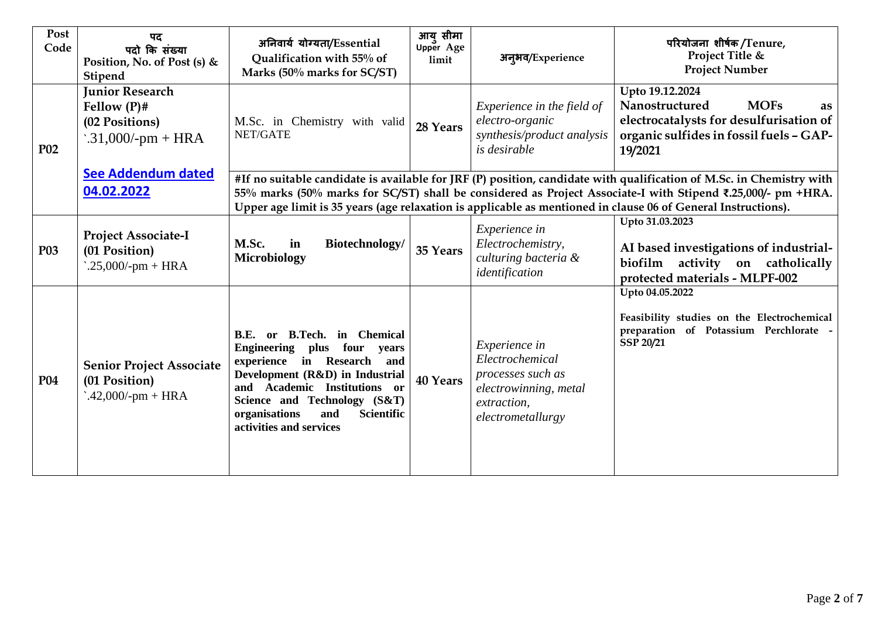| Post Code | पद<br>पदो कि संख्या<br>Position, No. of Post (s) & Stipend | अनिवार्य योग्यता/Essential Qualification with 55% of Marks (50% marks for SC/ST) | आयु सीमा<br>Upper Age limit | अनुभव/Experience | परियोजना शीर्षक /Tenure,<br>Project Title &<br>Project Number |
|---|---|---|---|---|---|
| **P02** | **Junior Research Fellow (P)#**<br>**(02 Positions)**<br>`.31,000/-pm + HRA<br><br>**See Addendum dated 04.02.2022** | M.Sc. in Chemistry with valid NET/GATE | **28 Years** | *Experience in the field of electro-organic synthesis/product analysis is desirable* | **Upto 19.12.2024**<br>**Nanostructured MOFs as electrocatalysts for desulfurisation of organic sulfides in fossil fuels – GAP-19/2021** |
| | | **#If no suitable candidate is available for JRF (P) position, candidate with qualification of M.Sc. in Chemistry with 55% marks (50% marks for SC/ST) shall be considered as Project Associate-I with Stipend ₹.25,000/- pm +HRA. Upper age limit is 35 years (age relaxation is applicable as mentioned in clause 06 of General Instructions).** | | | |
| **P03** | **Project Associate-I**<br>**(01 Position)**<br>`.25,000/-pm + HRA | **M.Sc. in Biotechnology/ Microbiology** | **35 Years** | *Experience in Electrochemistry, culturing bacteria & identification* | **Upto 31.03.2023**<br>**AI based investigations of industrial-biofilm activity on catholically protected materials - MLPF-002** |
| **P04** | **Senior Project Associate**<br>**(01 Position)**<br>`.42,000/-pm + HRA | **B.E. or B.Tech. in Chemical Engineering plus four years experience in Research and Development (R&D) in Industrial and Academic Institutions or Science and Technology (S&T) organisations and Scientific activities and services** | **40 Years** | *Experience in Electrochemical processes such as electrowinning, metal extraction, electrometallurgy* | **Upto 04.05.2022**<br>**Feasibility studies on the Electrochemical preparation of Potassium Perchlorate - SSP 20/21** |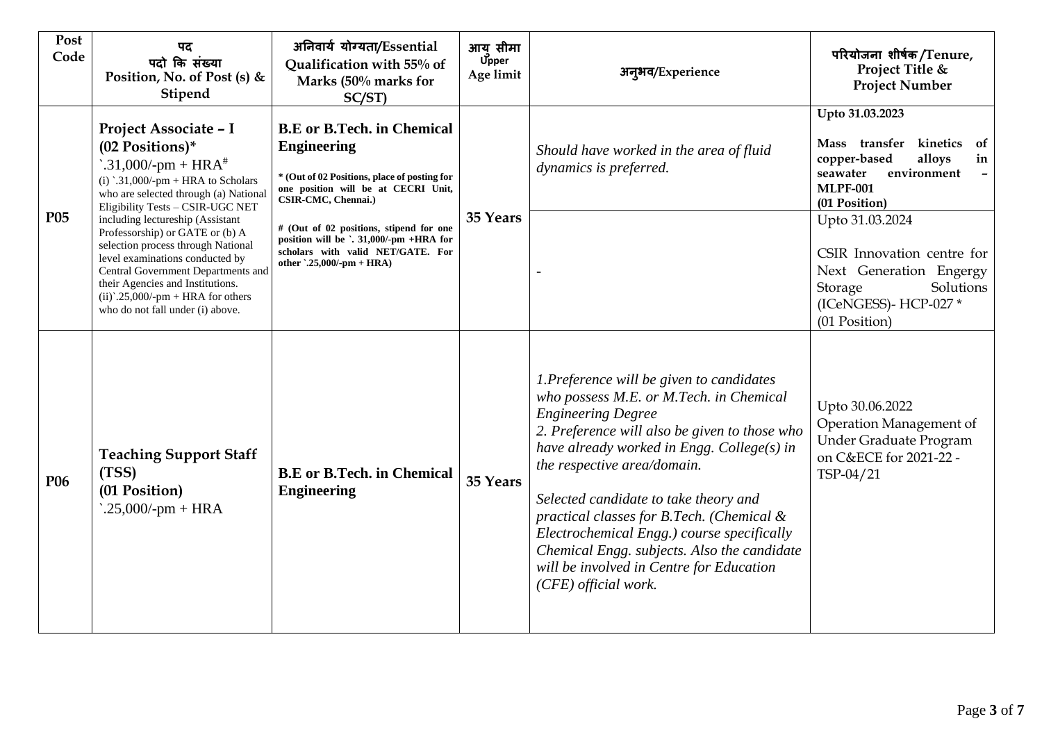| Post Code | पद पदो कि संख्या Position, No. of Post (s) & Stipend | अनिवार्य योग्यता/Essential Qualification with 55% of Marks (50% marks for SC/ST) | आयु सीमा Upper Age limit | अनुभव/Experience | परियोजना शीर्षक /Tenure, Project Title & Project Number |
|---|---|---|---|---|---|
| **P05** | **Project Associate – I (02 Positions)*** `.31,000/-pm + HRA# (i) `.31,000/-pm + HRA to Scholars who are selected through (a) National Eligibility Tests – CSIR-UGC NET including lectureship (Assistant Professorship) or GATE or (b) A selection process through National level examinations conducted by Central Government Departments and their Agencies and Institutions. (ii)`.25,000/-pm + HRA for others who do not fall under (i) above. | **B.E or B.Tech. in Chemical Engineering** * (Out of 02 Positions, place of posting for one position will be at CECRI Unit, CSIR-CMC, Chennai.) # (Out of 02 positions, stipend for one position will be `. 31,000/-pm +HRA for scholars with valid NET/GATE. For other `.25,000/-pm + HRA) | **35 Years** | *Should have worked in the area of fluid dynamics is preferred.* | **Upto 31.03.2023** **Mass transfer kinetics of copper-based alloys in seawater environment – MLPF-001 (01 Position)** |
| | | | | - | Upto 31.03.2024 CSIR Innovation centre for Next Generation Engergy Storage Solutions (ICeNGESS)- HCP-027 * (01 Position) |
| **P06** | **Teaching Support Staff (TSS) (01 Position)** `.25,000/-pm + HRA | **B.E or B.Tech. in Chemical Engineering** | **35 Years** | *1.Preference will be given to candidates who possess M.E. or M.Tech. in Chemical Engineering Degree* *2. Preference will also be given to those who have already worked in Engg. College(s) in the respective area/domain.* *Selected candidate to take theory and practical classes for B.Tech. (Chemical & Electrochemical Engg.) course specifically Chemical Engg. subjects. Also the candidate will be involved in Centre for Education (CFE) official work.* | Upto 30.06.2022 Operation Management of Under Graduate Program on C&ECE for 2021-22 - TSP-04/21 |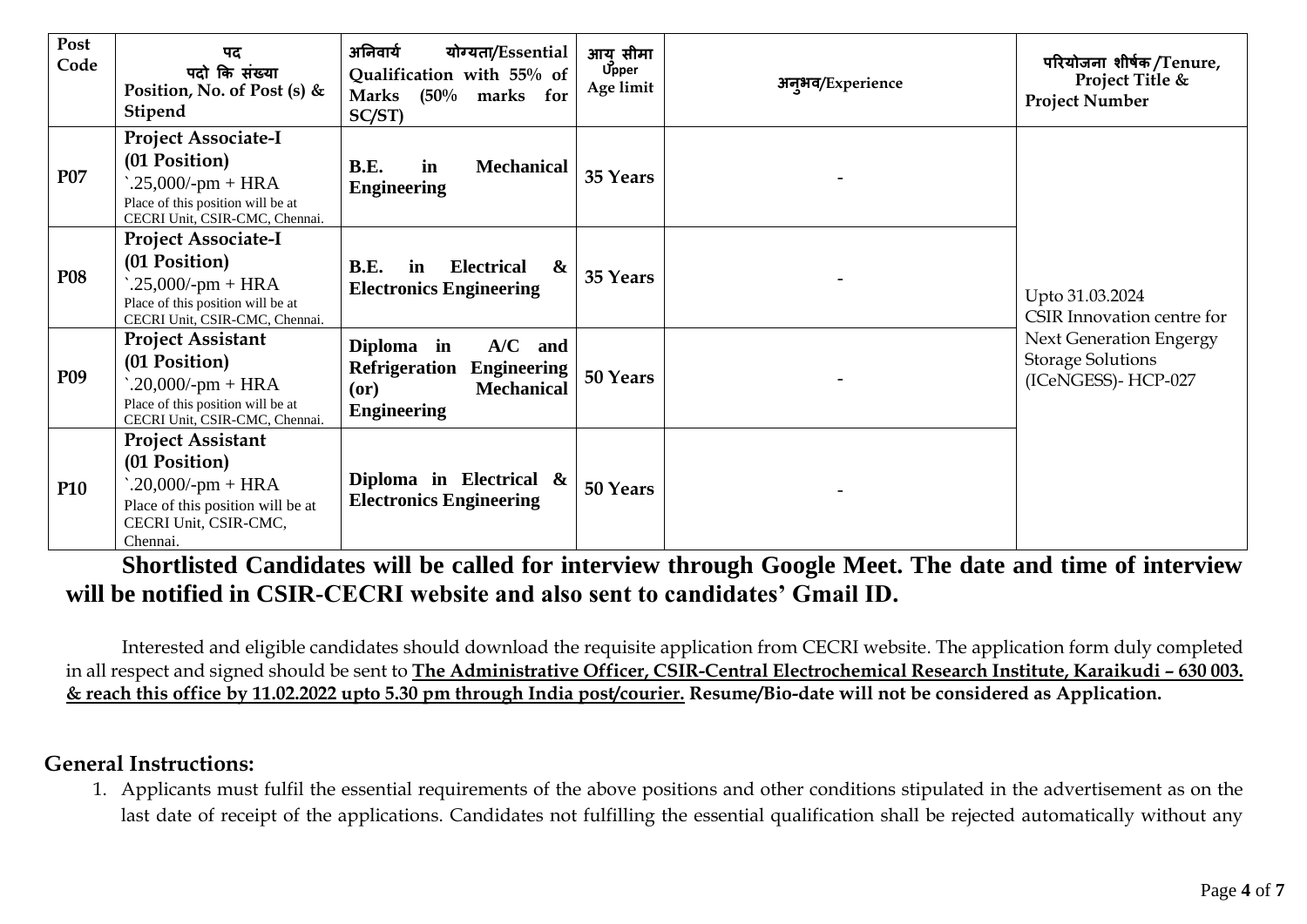| Post Code | पद पदो कि संख्या Position, No. of Post (s) & Stipend | अनिवार्य योग्यता/Essential Qualification with 55% of Marks (50% marks for SC/ST) | आयु सीमा Upper Age limit | अनुभव/Experience | परियोजना शीर्षक/Tenure, Project Title & Project Number |
|---|---|---|---|---|---|
| **P07** | **Project Associate-I (01 Position)** `.25,000/-pm + HRA Place of this position will be at CECRI Unit, CSIR-CMC, Chennai. | **B.E. in Mechanical Engineering** | **35 Years** | - | Upto 31.03.2024 CSIR Innovation centre for Next Generation Engergy Storage Solutions (ICeNGESS)- HCP-027 |
| **P08** | **Project Associate-I (01 Position)** `.25,000/-pm + HRA Place of this position will be at CECRI Unit, CSIR-CMC, Chennai. | **B.E. in Electrical & Electronics Engineering** | **35 Years** | - | |
| **P09** | **Project Assistant (01 Position)** `.20,000/-pm + HRA Place of this position will be at CECRI Unit, CSIR-CMC, Chennai. | **Diploma in A/C and Refrigeration Engineering (or) Mechanical Engineering** | **50 Years** | - | |
| **P10** | **Project Assistant (01 Position)** `.20,000/-pm + HRA Place of this position will be at CECRI Unit, CSIR-CMC, Chennai. | **Diploma in Electrical & Electronics Engineering** | **50 Years** | - | |

**Shortlisted Candidates will be called for interview through Google Meet. The date and time of interview will be notified in CSIR-CECRI website and also sent to candidates' Gmail ID.**

Interested and eligible candidates should download the requisite application from CECRI website. The application form duly completed in all respect and signed should be sent to **The Administrative Officer, CSIR-Central Electrochemical Research Institute, Karaikudi – 630 003. & reach this office by 11.02.2022 upto 5.30 pm through India post/courier.** **Resume/Bio-date will not be considered as Application.**

## General Instructions:

1. Applicants must fulfil the essential requirements of the above positions and other conditions stipulated in the advertisement as on the last date of receipt of the applications. Candidates not fulfilling the essential qualification shall be rejected automatically without any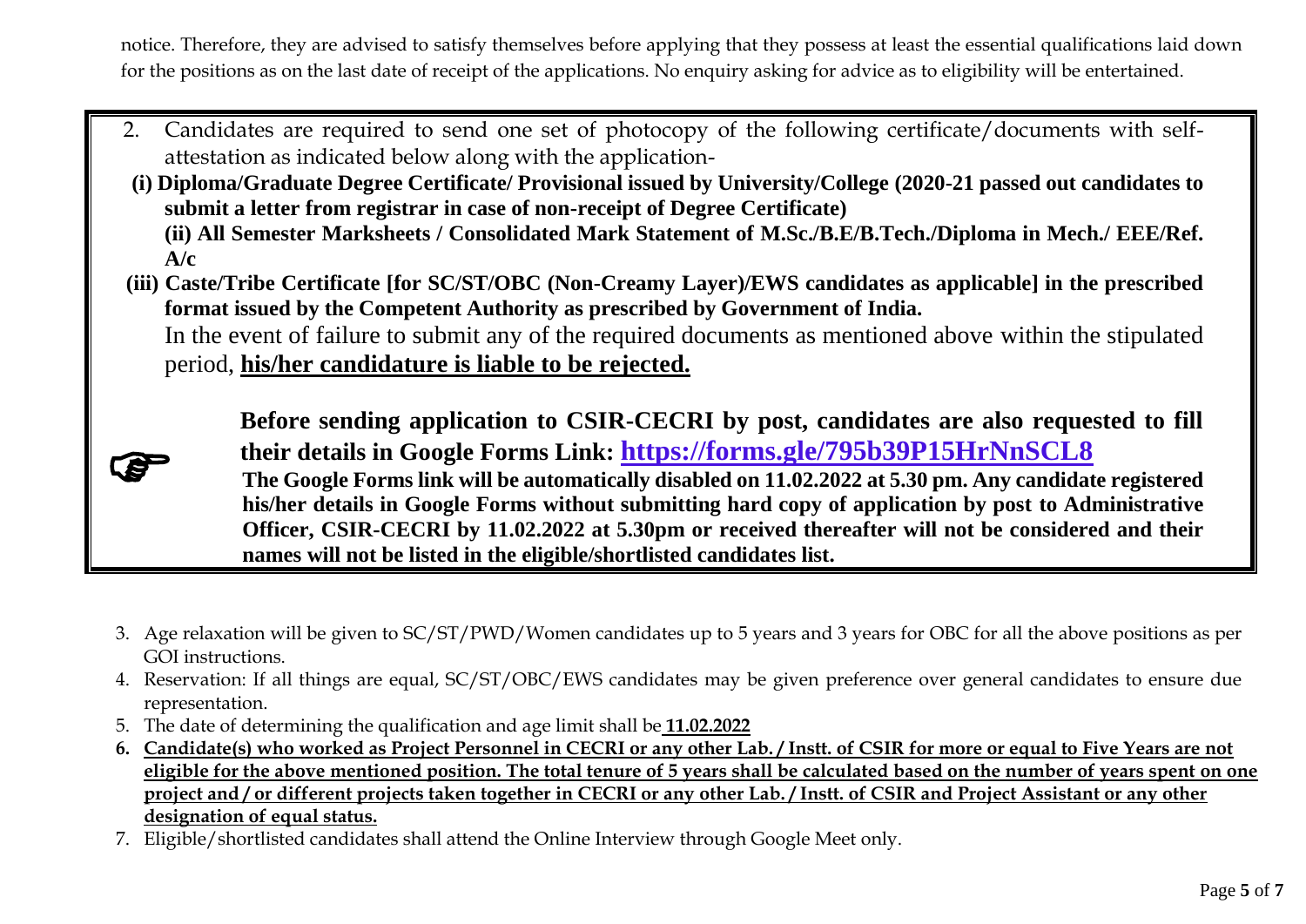notice. Therefore, they are advised to satisfy themselves before applying that they possess at least the essential qualifications laid down for the positions as on the last date of receipt of the applications. No enquiry asking for advice as to eligibility will be entertained.

2. Candidates are required to send one set of photocopy of the following certificate/documents with self-attestation as indicated below along with the application-

   **(i) Diploma/Graduate Degree Certificate/ Provisional issued by University/College (2020-21 passed out candidates to submit a letter from registrar in case of non-receipt of Degree Certificate)**

   **(ii) All Semester Marksheets / Consolidated Mark Statement of M.Sc./B.E/B.Tech./Diploma in Mech./ EEE/Ref. A/c**

   **(iii) Caste/Tribe Certificate [for SC/ST/OBC (Non-Creamy Layer)/EWS candidates as applicable] in the prescribed format issued by the Competent Authority as prescribed by Government of India.**

   In the event of failure to submit any of the required documents as mentioned above within the stipulated period, **<u>his/her candidature is liable to be rejected.</u>**

   ☞ **Before sending application to CSIR-CECRI by post, candidates are also requested to fill their details in Google Forms Link: [https://forms.gle/795b39P15HrNnSCL8](https://forms.gle/795b39P15HrNnSCL8)**

   **The Google Forms link will be automatically disabled on 11.02.2022 at 5.30 pm. Any candidate registered his/her details in Google Forms without submitting hard copy of application by post to Administrative Officer, CSIR-CECRI by 11.02.2022 at 5.30pm or received thereafter will not be considered and their names will not be listed in the eligible/shortlisted candidates list.**

3. Age relaxation will be given to SC/ST/PWD/Women candidates up to 5 years and 3 years for OBC for all the above positions as per GOI instructions.
4. Reservation: If all things are equal, SC/ST/OBC/EWS candidates may be given preference over general candidates to ensure due representation.
5. The date of determining the qualification and age limit shall be **<u>11.02.2022</u>**
6. **<u>Candidate(s) who worked as Project Personnel in CECRI or any other Lab. / Instt. of CSIR for more or equal to Five Years are not eligible for the above mentioned position. The total tenure of 5 years shall be calculated based on the number of years spent on one project and / or different projects taken together in CECRI or any other Lab. / Instt. of CSIR and Project Assistant or any other designation of equal status.</u>**
7. Eligible/shortlisted candidates shall attend the Online Interview through Google Meet only.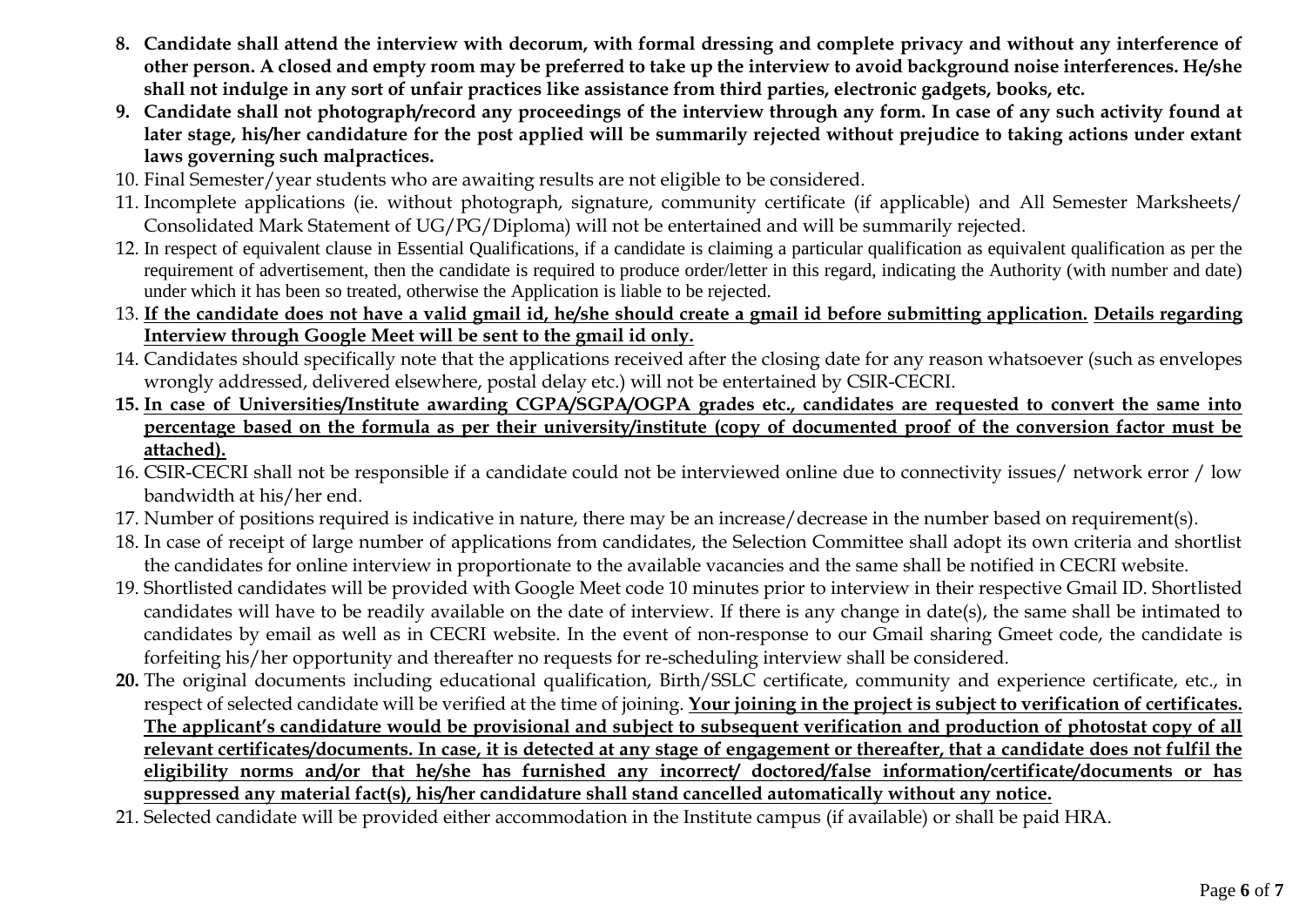8. **Candidate shall attend the interview with decorum, with formal dressing and complete privacy and without any interference of other person. A closed and empty room may be preferred to take up the interview to avoid background noise interferences. He/she shall not indulge in any sort of unfair practices like assistance from third parties, electronic gadgets, books, etc.**
9. **Candidate shall not photograph/record any proceedings of the interview through any form. In case of any such activity found at later stage, his/her candidature for the post applied will be summarily rejected without prejudice to taking actions under extant laws governing such malpractices.**
10. Final Semester/year students who are awaiting results are not eligible to be considered.
11. Incomplete applications (ie. without photograph, signature, community certificate (if applicable) and All Semester Marksheets/ Consolidated Mark Statement of UG/PG/Diploma) will not be entertained and will be summarily rejected.
12. In respect of equivalent clause in Essential Qualifications, if a candidate is claiming a particular qualification as equivalent qualification as per the requirement of advertisement, then the candidate is required to produce order/letter in this regard, indicating the Authority (with number and date) under which it has been so treated, otherwise the Application is liable to be rejected.
13. <u>**If the candidate does not have a valid gmail id, he/she should create a gmail id before submitting application.**</u> <u>**Details regarding Interview through Google Meet will be sent to the gmail id only.**</u>
14. Candidates should specifically note that the applications received after the closing date for any reason whatsoever (such as envelopes wrongly addressed, delivered elsewhere, postal delay etc.) will not be entertained by CSIR-CECRI.
15. <u>**In case of Universities/Institute awarding CGPA/SGPA/OGPA grades etc., candidates are requested to convert the same into percentage based on the formula as per their university/institute (copy of documented proof of the conversion factor must be attached).**</u>
16. CSIR-CECRI shall not be responsible if a candidate could not be interviewed online due to connectivity issues/ network error / low bandwidth at his/her end.
17. Number of positions required is indicative in nature, there may be an increase/decrease in the number based on requirement(s).
18. In case of receipt of large number of applications from candidates, the Selection Committee shall adopt its own criteria and shortlist the candidates for online interview in proportionate to the available vacancies and the same shall be notified in CECRI website.
19. Shortlisted candidates will be provided with Google Meet code 10 minutes prior to interview in their respective Gmail ID. Shortlisted candidates will have to be readily available on the date of interview. If there is any change in date(s), the same shall be intimated to candidates by email as well as in CECRI website. In the event of non-response to our Gmail sharing Gmeet code, the candidate is forfeiting his/her opportunity and thereafter no requests for re-scheduling interview shall be considered.
20. The original documents including educational qualification, Birth/SSLC certificate, community and experience certificate, etc., in respect of selected candidate will be verified at the time of joining. <u>**Your joining in the project is subject to verification of certificates. The applicant's candidature would be provisional and subject to subsequent verification and production of photostat copy of all relevant certificates/documents. In case, it is detected at any stage of engagement or thereafter, that a candidate does not fulfil the eligibility norms and/or that he/she has furnished any incorrect/ doctored/false information/certificate/documents or has suppressed any material fact(s), his/her candidature shall stand cancelled automatically without any notice.**</u>
21. Selected candidate will be provided either accommodation in the Institute campus (if available) or shall be paid HRA.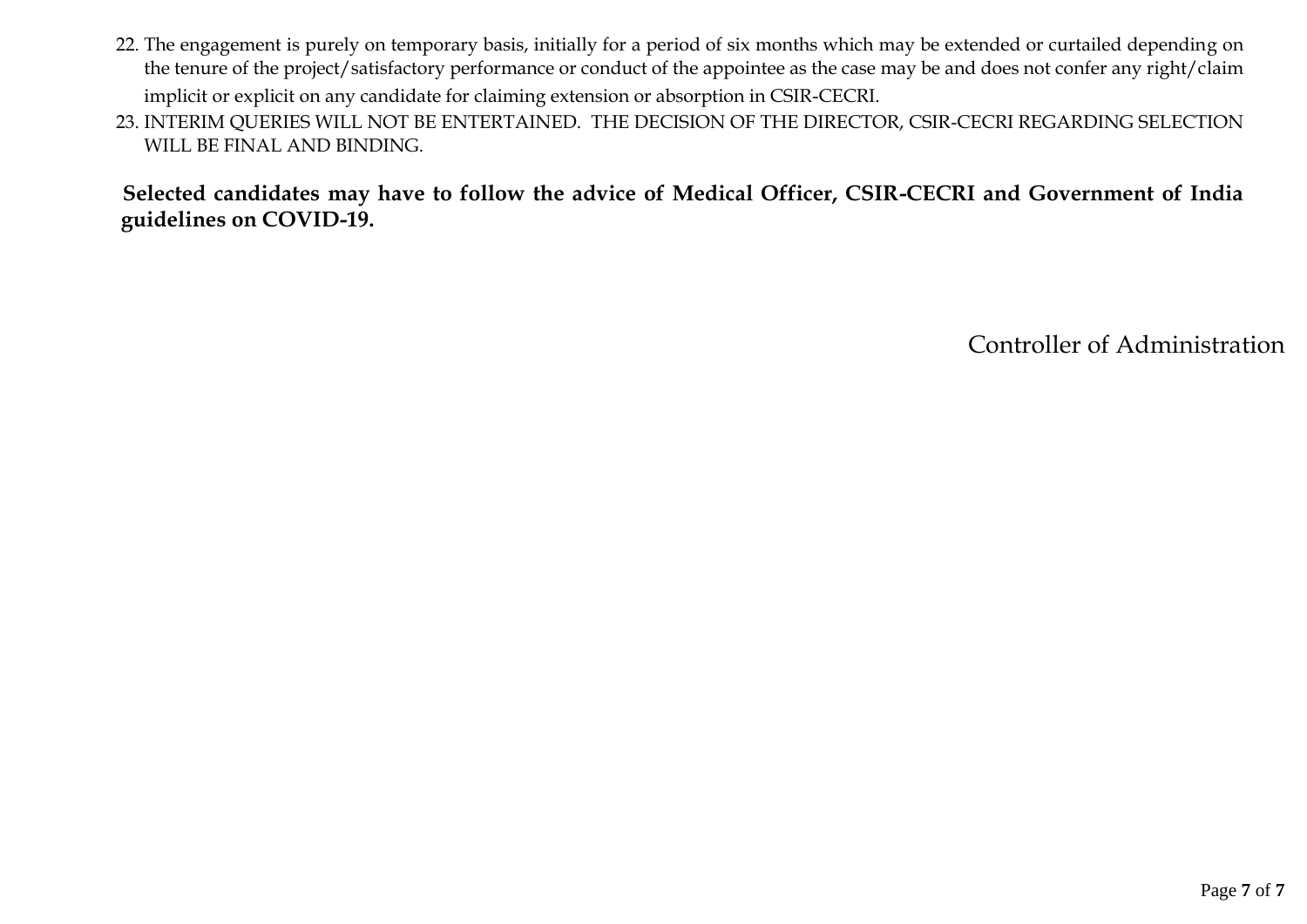22. The engagement is purely on temporary basis, initially for a period of six months which may be extended or curtailed depending on the tenure of the project/satisfactory performance or conduct of the appointee as the case may be and does not confer any right/claim implicit or explicit on any candidate for claiming extension or absorption in CSIR-CECRI.
23. INTERIM QUERIES WILL NOT BE ENTERTAINED. THE DECISION OF THE DIRECTOR, CSIR-CECRI REGARDING SELECTION WILL BE FINAL AND BINDING.

**Selected candidates may have to follow the advice of Medical Officer, CSIR-CECRI and Government of India guidelines on COVID-19.**

Controller of Administration